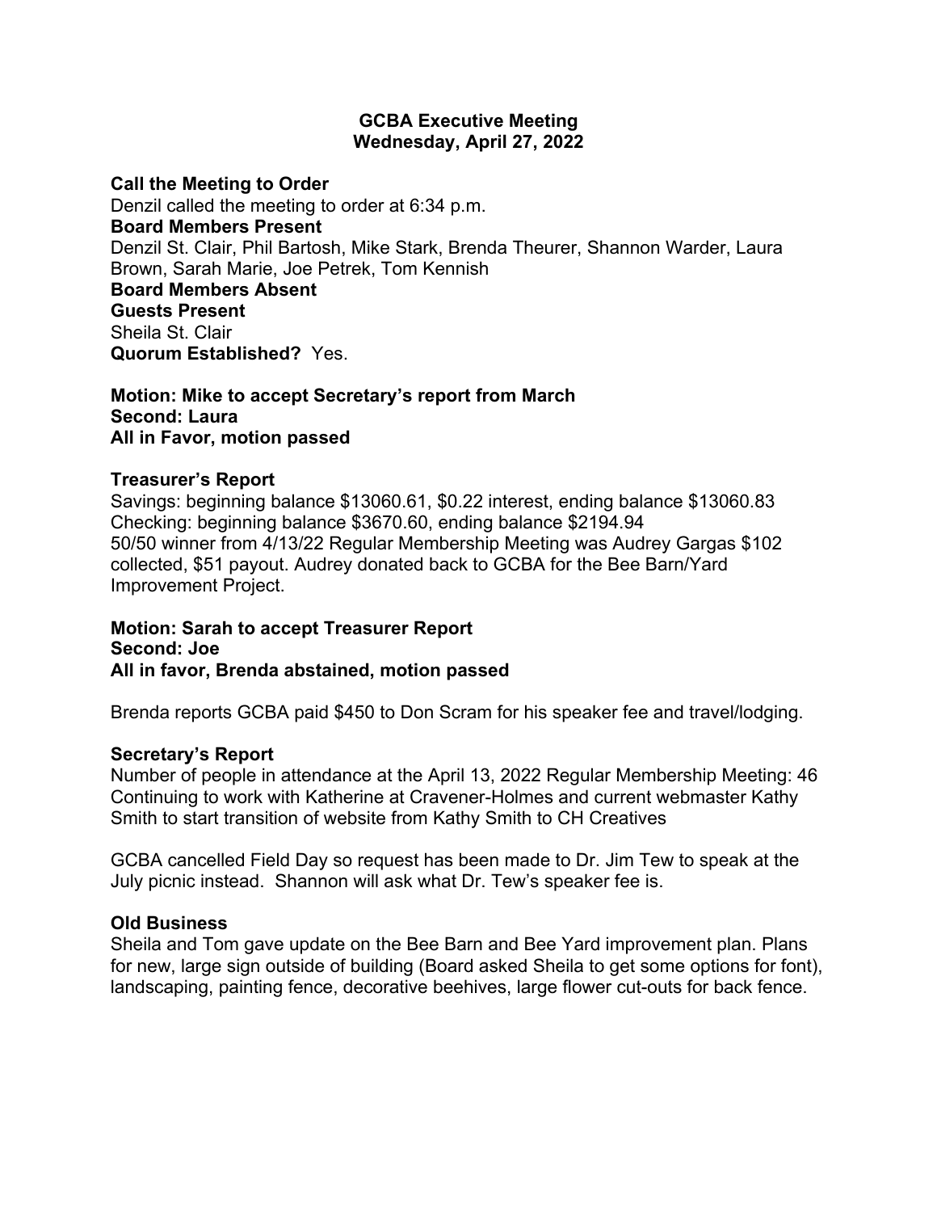# GCBA Executive Meeting
## Wednesday, April 27, 2022

**Call the Meeting to Order**
Denzil called the meeting to order at 6:34 p.m.
**Board Members Present**
Denzil St. Clair, Phil Bartosh, Mike Stark, Brenda Theurer, Shannon Warder, Laura Brown, Sarah Marie, Joe Petrek, Tom Kennish
**Board Members Absent**
**Guests Present**
Sheila St. Clair
**Quorum Established?** Yes.

**Motion: Mike to accept Secretary's report from March**
**Second: Laura**
**All in Favor, motion passed**

**Treasurer's Report**
Savings: beginning balance $13060.61, $0.22 interest, ending balance $13060.83
Checking: beginning balance $3670.60, ending balance $2194.94
50/50 winner from 4/13/22 Regular Membership Meeting was Audrey Gargas $102 collected, $51 payout. Audrey donated back to GCBA for the Bee Barn/Yard Improvement Project.

**Motion: Sarah to accept Treasurer Report**
**Second: Joe**
**All in favor, Brenda abstained, motion passed**

Brenda reports GCBA paid $450 to Don Scram for his speaker fee and travel/lodging.

**Secretary's Report**
Number of people in attendance at the April 13, 2022 Regular Membership Meeting: 46
Continuing to work with Katherine at Cravener-Holmes and current webmaster Kathy Smith to start transition of website from Kathy Smith to CH Creatives

GCBA cancelled Field Day so request has been made to Dr. Jim Tew to speak at the July picnic instead. Shannon will ask what Dr. Tew's speaker fee is.

**Old Business**
Sheila and Tom gave update on the Bee Barn and Bee Yard improvement plan. Plans for new, large sign outside of building (Board asked Sheila to get some options for font), landscaping, painting fence, decorative beehives, large flower cut-outs for back fence.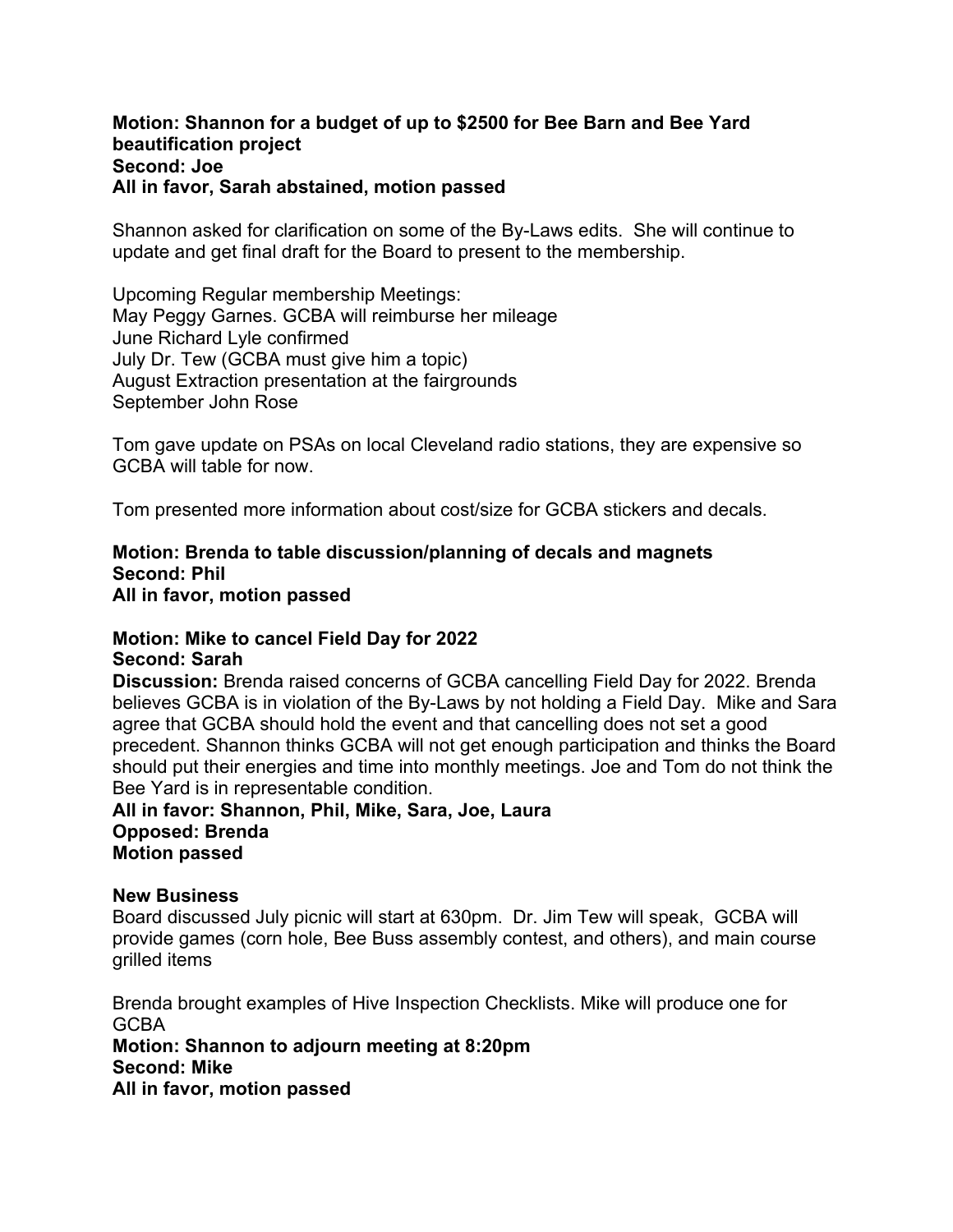**Motion: Shannon for a budget of up to $2500 for Bee Barn and Bee Yard beautification project**
**Second: Joe**
**All in favor, Sarah abstained, motion passed**

Shannon asked for clarification on some of the By-Laws edits. She will continue to update and get final draft for the Board to present to the membership.

Upcoming Regular membership Meetings:
May Peggy Garnes. GCBA will reimburse her mileage
June Richard Lyle confirmed
July Dr. Tew (GCBA must give him a topic)
August Extraction presentation at the fairgrounds
September John Rose

Tom gave update on PSAs on local Cleveland radio stations, they are expensive so GCBA will table for now.

Tom presented more information about cost/size for GCBA stickers and decals.

**Motion: Brenda to table discussion/planning of decals and magnets**
**Second: Phil**
**All in favor, motion passed**

**Motion: Mike to cancel Field Day for 2022**
**Second: Sarah**
**Discussion:** Brenda raised concerns of GCBA cancelling Field Day for 2022. Brenda believes GCBA is in violation of the By-Laws by not holding a Field Day. Mike and Sara agree that GCBA should hold the event and that cancelling does not set a good precedent. Shannon thinks GCBA will not get enough participation and thinks the Board should put their energies and time into monthly meetings. Joe and Tom do not think the Bee Yard is in representable condition.
**All in favor: Shannon, Phil, Mike, Sara, Joe, Laura**
**Opposed: Brenda**
**Motion passed**

**New Business**
Board discussed July picnic will start at 630pm. Dr. Jim Tew will speak, GCBA will provide games (corn hole, Bee Buss assembly contest, and others), and main course grilled items

Brenda brought examples of Hive Inspection Checklists. Mike will produce one for GCBA
**Motion: Shannon to adjourn meeting at 8:20pm**
**Second: Mike**
**All in favor, motion passed**